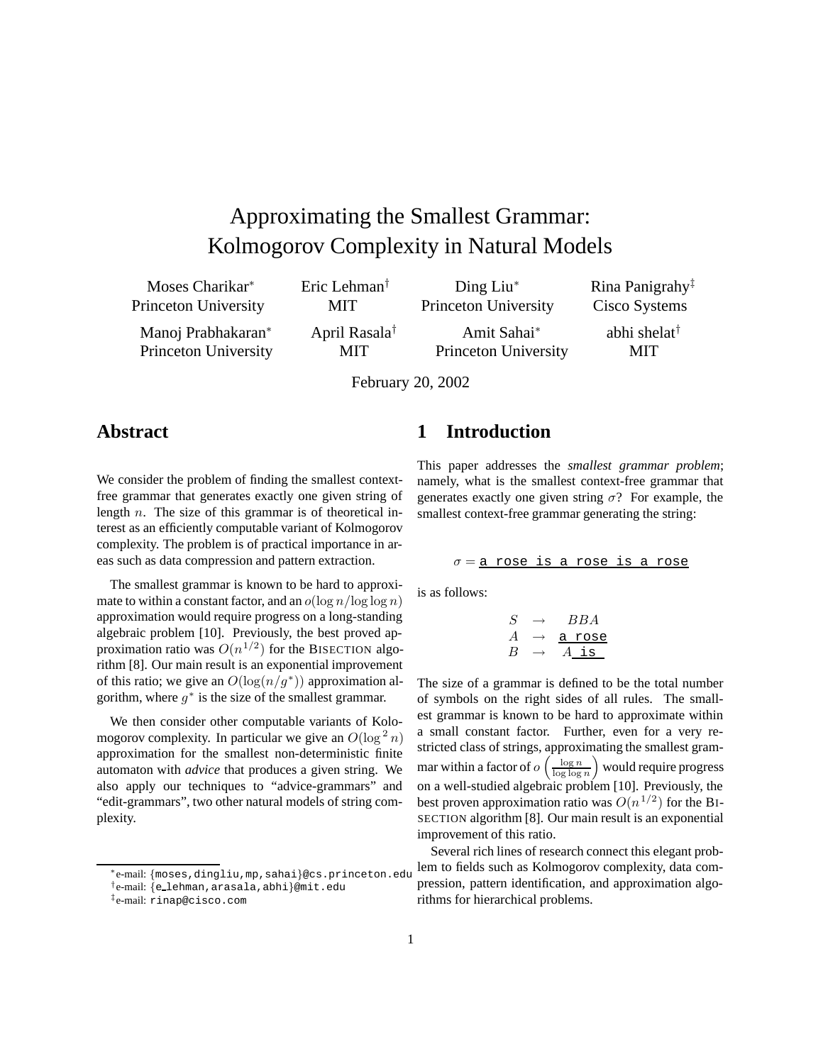# Approximating the Smallest Grammar: Kolmogorov Complexity in Natural Models

Moses Charikar* (Princeton University), Eric Lehman† (MIT), Ding Liu* (Princeton University), Rina Panigrahy‡ (Cisco Systems)

Manoj Prabhakaran* (Princeton University), April Rasala† (MIT), Amit Sahai* (Princeton University), abhi shelat† (MIT)

February 20, 2002

## Abstract

We consider the problem of finding the smallest context-free grammar that generates exactly one given string of length $n$. The size of this grammar is of theoretical interest as an efficiently computable variant of Kolmogorov complexity. The problem is of practical importance in areas such as data compression and pattern extraction.

The smallest grammar is known to be hard to approximate to within a constant factor, and an $o(\log n / \log\log n)$ approximation would require progress on a long-standing algebraic problem [10]. Previously, the best proved approximation ratio was $O(n^{1/2})$ for the BISECTION algorithm [8]. Our main result is an exponential improvement of this ratio; we give an $O(\log(n/g^*))$ approximation algorithm, where $g^*$ is the size of the smallest grammar.

We then consider other computable variants of Kolomogorov complexity. In particular we give an $O(\log^2 n)$ approximation for the smallest non-deterministic finite automaton with *advice* that produces a given string. We also apply our techniques to "advice-grammars" and "edit-grammars", two other natural models of string complexity.

## 1 Introduction

This paper addresses the *smallest grammar problem*; namely, what is the smallest context-free grammar that generates exactly one given string $\sigma$? For example, the smallest context-free grammar generating the string:

$$\sigma = \texttt{a rose is a rose is a rose}$$

is as follows:

$$\begin{aligned} S &\rightarrow BBA \\ A &\rightarrow \texttt{a rose} \\ B &\rightarrow A\texttt{ is } \end{aligned}$$

The size of a grammar is defined to be the total number of symbols on the right sides of all rules. The smallest grammar is known to be hard to approximate within a small constant factor. Further, even for a very restricted class of strings, approximating the smallest grammar within a factor of $o\left(\frac{\log n}{\log\log n}\right)$ would require progress on a well-studied algebraic problem [10]. Previously, the best proven approximation ratio was $O(n^{1/2})$ for the BISECTION algorithm [8]. Our main result is an exponential improvement of this ratio.

Several rich lines of research connect this elegant problem to fields such as Kolmogorov complexity, data compression, pattern identification, and approximation algorithms for hierarchical problems.

*e-mail: {moses,dingliu,mp,sahai}@cs.princeton.edu

†e-mail: {e_lehman,arasala,abhi}@mit.edu

‡e-mail: rinap@cisco.com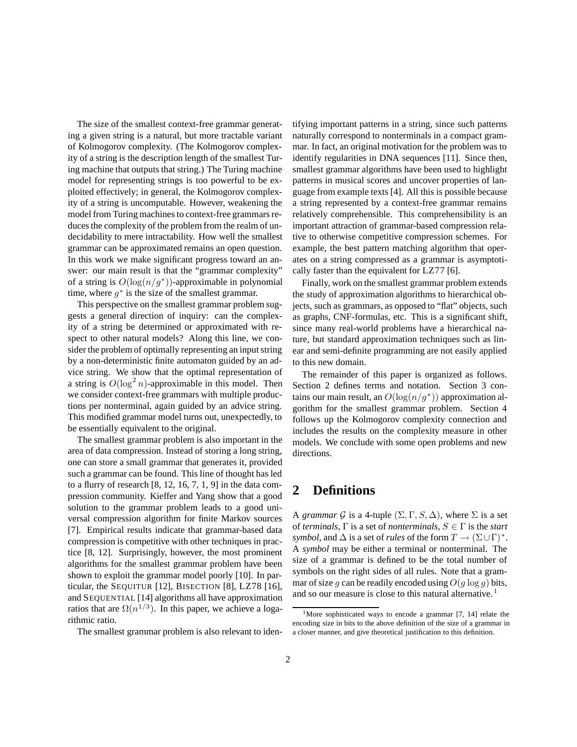The size of the smallest context-free grammar generating a given string is a natural, but more tractable variant of Kolmogorov complexity. (The Kolmogorov complexity of a string is the description length of the smallest Turing machine that outputs that string.) The Turing machine model for representing strings is too powerful to be exploited effectively; in general, the Kolmogorov complexity of a string is uncomputable. However, weakening the model from Turing machines to context-free grammars reduces the complexity of the problem from the realm of undecidability to mere intractability. How well the smallest grammar can be approximated remains an open question. In this work we make significant progress toward an answer: our main result is that the "grammar complexity" of a string is $O(\log(n/g^*))$-approximable in polynomial time, where $g^*$ is the size of the smallest grammar.

This perspective on the smallest grammar problem suggests a general direction of inquiry: can the complexity of a string be determined or approximated with respect to other natural models? Along this line, we consider the problem of optimally representing an input string by a non-deterministic finite automaton guided by an advice string. We show that the optimal representation of a string is $O(\log^2 n)$-approximable in this model. Then we consider context-free grammars with multiple productions per nonterminal, again guided by an advice string. This modified grammar model turns out, unexpectedly, to be essentially equivalent to the original.

The smallest grammar problem is also important in the area of data compression. Instead of storing a long string, one can store a small grammar that generates it, provided such a grammar can be found. This line of thought has led to a flurry of research [8, 12, 16, 7, 1, 9] in the data compression community. Kieffer and Yang show that a good solution to the grammar problem leads to a good universal compression algorithm for finite Markov sources [7]. Empirical results indicate that grammar-based data compression is competitive with other techniques in practice [8, 12]. Surprisingly, however, the most prominent algorithms for the smallest grammar problem have been shown to exploit the grammar model poorly [10]. In particular, the SEQUITUR [12], BISECTION [8], LZ78 [16], and SEQUENTIAL [14] algorithms all have approximation ratios that are $\Omega(n^{1/3})$. In this paper, we achieve a logarithmic ratio.

The smallest grammar problem is also relevant to identifying important patterns in a string, since such patterns naturally correspond to nonterminals in a compact grammar. In fact, an original motivation for the problem was to identify regularities in DNA sequences [11]. Since then, smallest grammar algorithms have been used to highlight patterns in musical scores and uncover properties of language from example texts [4]. All this is possible because a string represented by a context-free grammar remains relatively comprehensible. This comprehensibility is an important attraction of grammar-based compression relative to otherwise competitive compression schemes. For example, the best pattern matching algorithm that operates on a string compressed as a grammar is asymptotically faster than the equivalent for LZ77 [6].

Finally, work on the smallest grammar problem extends the study of approximation algorithms to hierarchical objects, such as grammars, as opposed to "flat" objects, such as graphs, CNF-formulas, etc. This is a significant shift, since many real-world problems have a hierarchical nature, but standard approximation techniques such as linear and semi-definite programming are not easily applied to this new domain.

The remainder of this paper is organized as follows. Section 2 defines terms and notation. Section 3 contains our main result, an $O(\log(n/g^*))$ approximation algorithm for the smallest grammar problem. Section 4 follows up the Kolmogorov complexity connection and includes the results on the complexity measure in other models. We conclude with some open problems and new directions.

## 2 Definitions

A *grammar* $\mathcal{G}$ is a 4-tuple $(\Sigma, \Gamma, S, \Delta)$, where $\Sigma$ is a set of *terminals*, $\Gamma$ is a set of *nonterminals*, $S \in \Gamma$ is the *start symbol*, and $\Delta$ is a set of *rules* of the form $T \to (\Sigma \cup \Gamma)^*$. A *symbol* may be either a terminal or nonterminal. The size of a grammar is defined to be the total number of symbols on the right sides of all rules. Note that a grammar of size $g$ can be readily encoded using $O(g \log g)$ bits, and so our measure is close to this natural alternative.[1]

[1] More sophisticated ways to encode a grammar [7, 14] relate the encoding size in bits to the above definition of the size of a grammar in a closer manner, and give theoretical justification to this definition.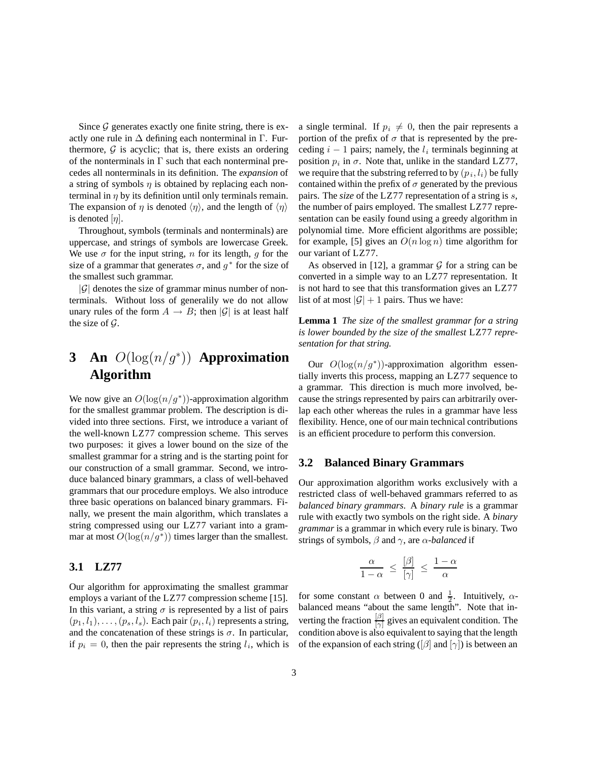Since $\mathcal{G}$ generates exactly one finite string, there is exactly one rule in $\Delta$ defining each nonterminal in $\Gamma$. Furthermore, $\mathcal{G}$ is acyclic; that is, there exists an ordering of the nonterminals in $\Gamma$ such that each nonterminal precedes all nonterminals in its definition. The *expansion* of a string of symbols $\eta$ is obtained by replacing each nonterminal in $\eta$ by its definition until only terminals remain. The expansion of $\eta$ is denoted $\langle\eta\rangle$, and the length of $\langle\eta\rangle$ is denoted $[\eta]$.

Throughout, symbols (terminals and nonterminals) are uppercase, and strings of symbols are lowercase Greek. We use $\sigma$ for the input string, $n$ for its length, $g$ for the size of a grammar that generates $\sigma$, and $g^*$ for the size of the smallest such grammar.

$|\mathcal{G}|$ denotes the size of grammar minus number of nonterminals. Without loss of generalily we do not allow unary rules of the form $A \rightarrow B$; then $|\mathcal{G}|$ is at least half the size of $\mathcal{G}$.

# 3 An $O(\log(n/g^*))$ Approximation Algorithm

We now give an $O(\log(n/g^*))$-approximation algorithm for the smallest grammar problem. The description is divided into three sections. First, we introduce a variant of the well-known LZ77 compression scheme. This serves two purposes: it gives a lower bound on the size of the smallest grammar for a string and is the starting point for our construction of a small grammar. Second, we introduce balanced binary grammars, a class of well-behaved grammars that our procedure employs. We also introduce three basic operations on balanced binary grammars. Finally, we present the main algorithm, which translates a string compressed using our LZ77 variant into a grammar at most $O(\log(n/g^*))$ times larger than the smallest.

## 3.1 LZ77

Our algorithm for approximating the smallest grammar employs a variant of the LZ77 compression scheme [15]. In this variant, a string $\sigma$ is represented by a list of pairs $(p_1, l_1), \ldots, (p_s, l_s)$. Each pair $(p_i, l_i)$ represents a string, and the concatenation of these strings is $\sigma$. In particular, if $p_i = 0$, then the pair represents the string $l_i$, which is a single terminal. If $p_i \neq 0$, then the pair represents a portion of the prefix of $\sigma$ that is represented by the preceding $i-1$ pairs; namely, the $l_i$ terminals beginning at position $p_i$ in $\sigma$. Note that, unlike in the standard LZ77, we require that the substring referred to by $(p_i, l_i)$ be fully contained within the prefix of $\sigma$ generated by the previous pairs. The *size* of the LZ77 representation of a string is $s$, the number of pairs employed. The smallest LZ77 representation can be easily found using a greedy algorithm in polynomial time. More efficient algorithms are possible; for example, [5] gives an $O(n \log n)$ time algorithm for our variant of LZ77.

As observed in [12], a grammar $\mathcal{G}$ for a string can be converted in a simple way to an LZ77 representation. It is not hard to see that this transformation gives an LZ77 list of at most $|\mathcal{G}| + 1$ pairs. Thus we have:

**Lemma 1** *The size of the smallest grammar for a string is lower bounded by the size of the smallest* LZ77 *representation for that string.*

Our $O(\log(n/g^*))$-approximation algorithm essentially inverts this process, mapping an LZ77 sequence to a grammar. This direction is much more involved, because the strings represented by pairs can arbitrarily overlap each other whereas the rules in a grammar have less flexibility. Hence, one of our main technical contributions is an efficient procedure to perform this conversion.

## 3.2 Balanced Binary Grammars

Our approximation algorithm works exclusively with a restricted class of well-behaved grammars referred to as *balanced binary grammars*. A *binary rule* is a grammar rule with exactly two symbols on the right side. A *binary grammar* is a grammar in which every rule is binary. Two strings of symbols, $\beta$ and $\gamma$, are $\alpha$*-balanced* if

$$\frac{\alpha}{1-\alpha} \;\leq\; \frac{[\beta]}{[\gamma]} \;\leq\; \frac{1-\alpha}{\alpha}$$

for some constant $\alpha$ between 0 and $\frac{1}{2}$. Intuitively, $\alpha$-balanced means "about the same length". Note that inverting the fraction $\frac{[\beta]}{[\gamma]}$ gives an equivalent condition. The condition above is also equivalent to saying that the length of the expansion of each string ($[\beta]$ and $[\gamma]$) is between an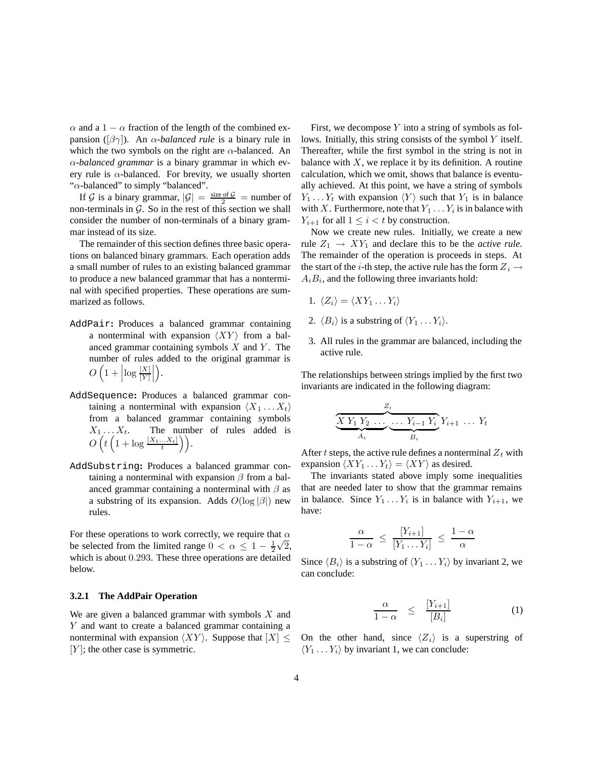$\alpha$ and a $1 - \alpha$ fraction of the length of the combined expansion ($[\beta\gamma]$). An *$\alpha$-balanced rule* is a binary rule in which the two symbols on the right are $\alpha$-balanced. An *$\alpha$-balanced grammar* is a binary grammar in which every rule is $\alpha$-balanced. For brevity, we usually shorten "$\alpha$-balanced" to simply "balanced".

If $\mathcal{G}$ is a binary grammar, $|\mathcal{G}| = \frac{\text{size of } \mathcal{G}}{2}$ = number of non-terminals in $\mathcal{G}$. So in the rest of this section we shall consider the number of non-terminals of a binary grammar instead of its size.

The remainder of this section defines three basic operations on balanced binary grammars. Each operation adds a small number of rules to an existing balanced grammar to produce a new balanced grammar that has a nonterminal with specified properties. These operations are summarized as follows.

- `AddPair`: Produces a balanced grammar containing a nonterminal with expansion $\langle XY \rangle$ from a balanced grammar containing symbols $X$ and $Y$. The number of rules added to the original grammar is $O\left(1 + \left|\log \frac{[X]}{[Y]}\right|\right)$.
- `AddSequence`: Produces a balanced grammar containing a nonterminal with expansion $\langle X_1 \ldots X_t \rangle$ from a balanced grammar containing symbols $X_1 \ldots X_t$. The number of rules added is $O\left(t\left(1 + \log \frac{[X_1 \ldots X_t]}{t}\right)\right)$.
- `AddSubstring`: Produces a balanced grammar containing a nonterminal with expansion $\beta$ from a balanced grammar containing a nonterminal with $\beta$ as a substring of its expansion. Adds $O(\log |\beta|)$ new rules.

For these operations to work correctly, we require that $\alpha$ be selected from the limited range $0 < \alpha \leq 1 - \frac{1}{2}\sqrt{2}$, which is about $0.293$. These three operations are detailed below.

### 3.2.1 The AddPair Operation

We are given a balanced grammar with symbols $X$ and $Y$ and want to create a balanced grammar containing a nonterminal with expansion $\langle XY \rangle$. Suppose that $[X] \leq [Y]$; the other case is symmetric.

First, we decompose $Y$ into a string of symbols as follows. Initially, this string consists of the symbol $Y$ itself. Thereafter, while the first symbol in the string is not in balance with $X$, we replace it by its definition. A routine calculation, which we omit, shows that balance is eventually achieved. At this point, we have a string of symbols $Y_1 \ldots Y_t$ with expansion $\langle Y \rangle$ such that $Y_1$ is in balance with $X$. Furthermore, note that $Y_1 \ldots Y_i$ is in balance with $Y_{i+1}$ for all $1 \leq i < t$ by construction.

Now we create new rules. Initially, we create a new rule $Z_1 \rightarrow XY_1$ and declare this to be the *active rule*. The remainder of the operation is proceeds in steps. At the start of the $i$-th step, the active rule has the form $Z_i \rightarrow A_i B_i$, and the following three invariants hold:

1. $\langle Z_i \rangle = \langle XY_1 \ldots Y_i \rangle$
2. $\langle B_i \rangle$ is a substring of $\langle Y_1 \ldots Y_i \rangle$.
3. All rules in the grammar are balanced, including the active rule.

The relationships between strings implied by the first two invariants are indicated in the following diagram:

$$\overbrace{\underbrace{X\ Y_1\ Y_2\ \ldots}_{A_i}\ \underbrace{\ldots\ Y_{i-1}\ Y_i}_{B_i}}^{Z_i}\ Y_{i+1}\ \ldots\ Y_t$$

After $t$ steps, the active rule defines a nonterminal $Z_t$ with expansion $\langle XY_1 \ldots Y_t \rangle = \langle XY \rangle$ as desired.

The invariants stated above imply some inequalities that are needed later to show that the grammar remains in balance. Since $Y_1 \ldots Y_i$ is in balance with $Y_{i+1}$, we have:

$$\frac{\alpha}{1-\alpha} \leq \frac{[Y_{i+1}]}{[Y_1 \ldots Y_i]} \leq \frac{1-\alpha}{\alpha}$$

Since $\langle B_i \rangle$ is a substring of $\langle Y_1 \ldots Y_i \rangle$ by invariant 2, we can conclude:

$$\frac{\alpha}{1-\alpha} \leq \frac{[Y_{i+1}]}{[B_i]} \tag{1}$$

On the other hand, since $\langle Z_i \rangle$ is a superstring of $\langle Y_1 \ldots Y_i \rangle$ by invariant 1, we can conclude: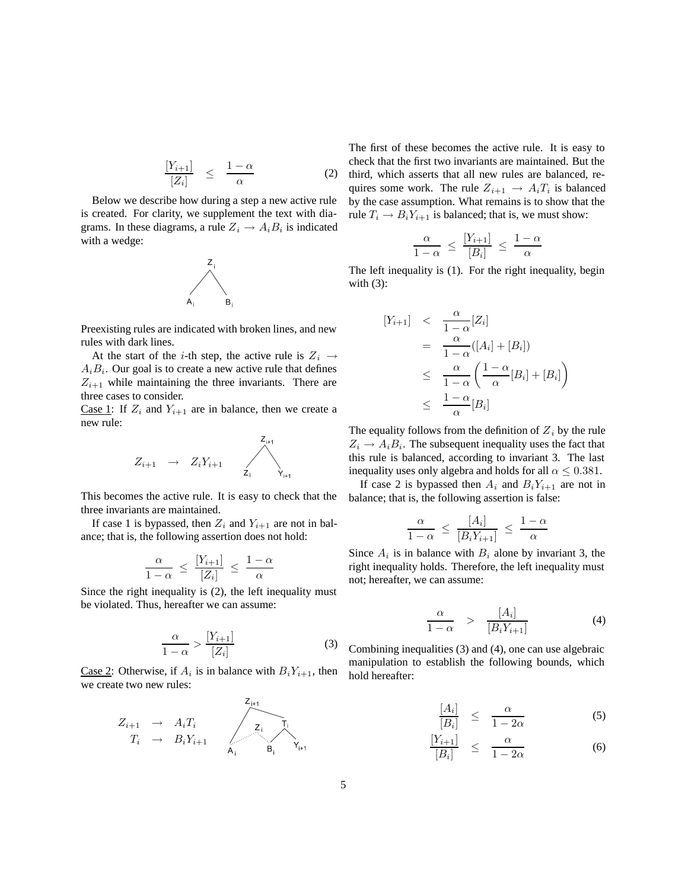$$\frac{[Y_{i+1}]}{[Z_i]} \quad \leq \quad \frac{1-\alpha}{\alpha} \tag{2}$$

Below we describe how during a step a new active rule is created. For clarity, we supplement the text with diagrams. In these diagrams, a rule $Z_i \to A_i B_i$ is indicated with a wedge:

Preexisting rules are indicated with broken lines, and new rules with dark lines.

At the start of the $i$-th step, the active rule is $Z_i \to A_i B_i$. Our goal is to create a new active rule that defines $Z_{i+1}$ while maintaining the three invariants. There are three cases to consider.

Case 1: If $Z_i$ and $Y_{i+1}$ are in balance, then we create a new rule:

$$Z_{i+1} \quad \to \quad Z_i Y_{i+1}$$

This becomes the active rule. It is easy to check that the three invariants are maintained.

If case 1 is bypassed, then $Z_i$ and $Y_{i+1}$ are not in balance; that is, the following assertion does not hold:

$$\frac{\alpha}{1-\alpha} \;\leq\; \frac{[Y_{i+1}]}{[Z_i]} \;\leq\; \frac{1-\alpha}{\alpha}$$

Since the right inequality is (2), the left inequality must be violated. Thus, hereafter we can assume:

$$\frac{\alpha}{1-\alpha} > \frac{[Y_{i+1}]}{[Z_i]} \tag{3}$$

Case 2: Otherwise, if $A_i$ is in balance with $B_i Y_{i+1}$, then we create two new rules:

$$\begin{aligned} Z_{i+1} \quad &\to \quad A_i T_i \\ T_i \quad &\to \quad B_i Y_{i+1} \end{aligned}$$

The first of these becomes the active rule. It is easy to check that the first two invariants are maintained. But the third, which asserts that all new rules are balanced, requires some work. The rule $Z_{i+1} \to A_i T_i$ is balanced by the case assumption. What remains is to show that the rule $T_i \to B_i Y_{i+1}$ is balanced; that is, we must show:

$$\frac{\alpha}{1-\alpha} \;\leq\; \frac{[Y_{i+1}]}{[B_i]} \;\leq\; \frac{1-\alpha}{\alpha}$$

The left inequality is (1). For the right inequality, begin with (3):

$$\begin{aligned} [Y_{i+1}] \quad &< \quad \frac{\alpha}{1-\alpha}[Z_i] \\ &= \quad \frac{\alpha}{1-\alpha}([A_i] + [B_i]) \\ &\leq \quad \frac{\alpha}{1-\alpha}\left(\frac{1-\alpha}{\alpha}[B_i] + [B_i]\right) \\ &\leq \quad \frac{1-\alpha}{\alpha}[B_i] \end{aligned}$$

The equality follows from the definition of $Z_i$ by the rule $Z_i \to A_i B_i$. The subsequent inequality uses the fact that this rule is balanced, according to invariant 3. The last inequality uses only algebra and holds for all $\alpha \leq 0.381$.

If case 2 is bypassed then $A_i$ and $B_i Y_{i+1}$ are not in balance; that is, the following assertion is false:

$$\frac{\alpha}{1-\alpha} \;\leq\; \frac{[A_i]}{[B_i Y_{i+1}]} \;\leq\; \frac{1-\alpha}{\alpha}$$

Since $A_i$ is in balance with $B_i$ alone by invariant 3, the right inequality holds. Therefore, the left inequality must not; hereafter, we can assume:

$$\frac{\alpha}{1-\alpha} \quad > \quad \frac{[A_i]}{[B_i Y_{i+1}]} \tag{4}$$

Combining inequalities (3) and (4), one can use algebraic manipulation to establish the following bounds, which hold hereafter:

$$\frac{[A_i]}{[B_i]} \quad \leq \quad \frac{\alpha}{1-2\alpha} \tag{5}$$

$$\frac{[Y_{i+1}]}{[B_i]} \quad \leq \quad \frac{\alpha}{1-2\alpha} \tag{6}$$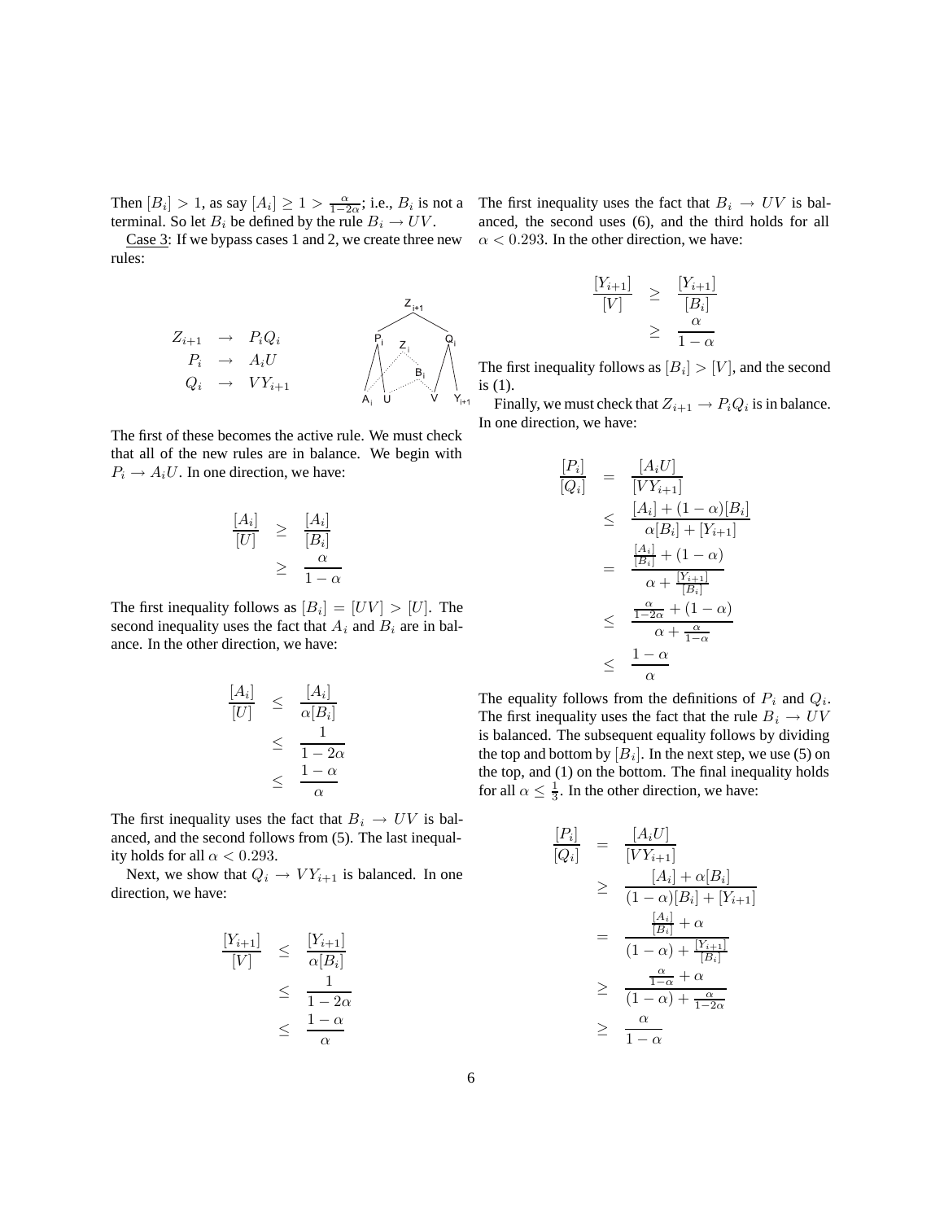Then $[B_i] > 1$, as say $[A_i] \geq 1 > \frac{\alpha}{1-2\alpha}$; i.e., $B_i$ is not a terminal. So let $B_i$ be defined by the rule $B_i \rightarrow UV$.

Case 3: If we bypass cases 1 and 2, we create three new rules:

$$
\begin{aligned}
Z_{i+1} &\rightarrow P_i Q_i \\
P_i &\rightarrow A_i U \\
Q_i &\rightarrow V Y_{i+1}
\end{aligned}
$$

The first of these becomes the active rule. We must check that all of the new rules are in balance. We begin with $P_i \rightarrow A_i U$. In one direction, we have:

$$
\begin{aligned}
\frac{[A_i]}{[U]} &\geq \frac{[A_i]}{[B_i]} \\
&\geq \frac{\alpha}{1-\alpha}
\end{aligned}
$$

The first inequality follows as $[B_i] = [UV] > [U]$. The second inequality uses the fact that $A_i$ and $B_i$ are in balance. In the other direction, we have:

$$
\begin{aligned}
\frac{[A_i]}{[U]} &\leq \frac{[A_i]}{\alpha[B_i]} \\
&\leq \frac{1}{1-2\alpha} \\
&\leq \frac{1-\alpha}{\alpha}
\end{aligned}
$$

The first inequality uses the fact that $B_i \rightarrow UV$ is balanced, and the second follows from (5). The last inequality holds for all $\alpha < 0.293$.

Next, we show that $Q_i \rightarrow V Y_{i+1}$ is balanced. In one direction, we have:

$$
\begin{aligned}
\frac{[Y_{i+1}]}{[V]} &\leq \frac{[Y_{i+1}]}{\alpha[B_i]} \\
&\leq \frac{1}{1-2\alpha} \\
&\leq \frac{1-\alpha}{\alpha}
\end{aligned}
$$

The first inequality uses the fact that $B_i \rightarrow UV$ is balanced, the second uses (6), and the third holds for all $\alpha < 0.293$. In the other direction, we have:

$$
\begin{aligned}
\frac{[Y_{i+1}]}{[V]} &\geq \frac{[Y_{i+1}]}{[B_i]} \\
&\geq \frac{\alpha}{1-\alpha}
\end{aligned}
$$

The first inequality follows as $[B_i] > [V]$, and the second is (1).

Finally, we must check that $Z_{i+1} \rightarrow P_i Q_i$ is in balance. In one direction, we have:

$$
\begin{aligned}
\frac{[P_i]}{[Q_i]} &= \frac{[A_i U]}{[V Y_{i+1}]} \\
&\leq \frac{[A_i] + (1-\alpha)[B_i]}{\alpha[B_i] + [Y_{i+1}]} \\
&= \frac{\frac{[A_i]}{[B_i]} + (1-\alpha)}{\alpha + \frac{[Y_{i+1}]}{[B_i]}} \\
&\leq \frac{\frac{\alpha}{1-2\alpha} + (1-\alpha)}{\alpha + \frac{\alpha}{1-\alpha}} \\
&\leq \frac{1-\alpha}{\alpha}
\end{aligned}
$$

The equality follows from the definitions of $P_i$ and $Q_i$. The first inequality uses the fact that the rule $B_i \rightarrow UV$ is balanced. The subsequent equality follows by dividing the top and bottom by $[B_i]$. In the next step, we use (5) on the top, and (1) on the bottom. The final inequality holds for all $\alpha \leq \frac{1}{3}$. In the other direction, we have:

$$
\begin{aligned}
\frac{[P_i]}{[Q_i]} &= \frac{[A_i U]}{[V Y_{i+1}]} \\
&\geq \frac{[A_i] + \alpha[B_i]}{(1-\alpha)[B_i] + [Y_{i+1}]} \\
&= \frac{\frac{[A_i]}{[B_i]} + \alpha}{(1-\alpha) + \frac{[Y_{i+1}]}{[B_i]}} \\
&\geq \frac{\frac{\alpha}{1-\alpha} + \alpha}{(1-\alpha) + \frac{\alpha}{1-2\alpha}} \\
&\geq \frac{\alpha}{1-\alpha}
\end{aligned}
$$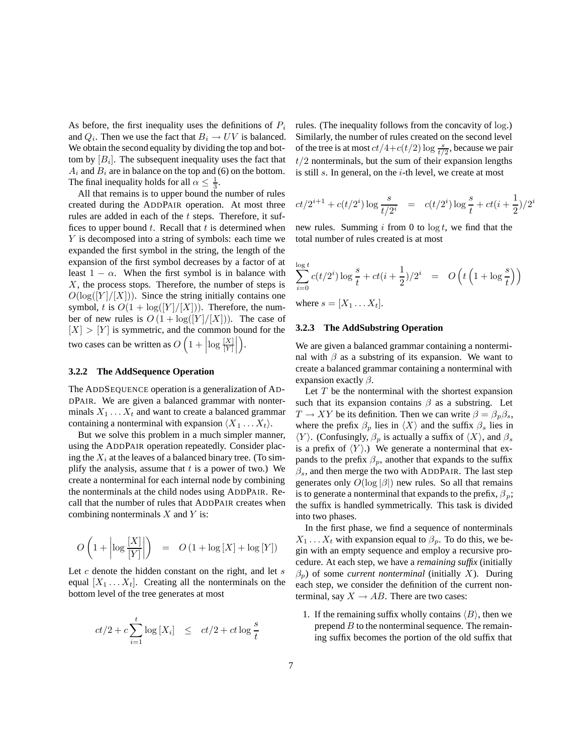As before, the first inequality uses the definitions of $P_i$ and $Q_i$. Then we use the fact that $B_i \to UV$ is balanced. We obtain the second equality by dividing the top and bottom by $[B_i]$. The subsequent inequality uses the fact that $A_i$ and $B_i$ are in balance on the top and (6) on the bottom. The final inequality holds for all $\alpha \leq \frac{1}{3}$.

All that remains is to upper bound the number of rules created during the ADDPAIR operation. At most three rules are added in each of the $t$ steps. Therefore, it suffices to upper bound $t$. Recall that $t$ is determined when $Y$ is decomposed into a string of symbols: each time we expanded the first symbol in the string, the length of the expansion of the first symbol decreases by a factor of at least $1 - \alpha$. When the first symbol is in balance with $X$, the process stops. Therefore, the number of steps is $O(\log([Y]/[X]))$. Since the string initially contains one symbol, $t$ is $O(1 + \log([Y]/[X]))$. Therefore, the number of new rules is $O\left(1 + \log([Y]/[X])\right)$. The case of $[X] > [Y]$ is symmetric, and the common bound for the two cases can be written as $O\left(1 + \left|\log \frac{[X]}{[Y]}\right|\right)$.

### 3.2.2 The AddSequence Operation

The ADDSEQUENCE operation is a generalization of ADDPAIR. We are given a balanced grammar with nonterminals $X_1 \ldots X_t$ and want to create a balanced grammar containing a nonterminal with expansion $\langle X_1 \ldots X_t \rangle$.

But we solve this problem in a much simpler manner, using the ADDPAIR operation repeatedly. Consider placing the $X_i$ at the leaves of a balanced binary tree. (To simplify the analysis, assume that $t$ is a power of two.) We create a nonterminal for each internal node by combining the nonterminals at the child nodes using ADDPAIR. Recall that the number of rules that ADDPAIR creates when combining nonterminals $X$ and $Y$ is:

$$O\left(1 + \left|\log \frac{[X]}{[Y]}\right|\right) \quad = \quad O\left(1 + \log [X] + \log [Y]\right)$$

Let $c$ denote the hidden constant on the right, and let $s$ equal $[X_1 \ldots X_t]$. Creating all the nonterminals on the bottom level of the tree generates at most

$$ct/2 + c\sum_{i=1}^{t} \log [X_i] \quad \leq \quad ct/2 + ct \log \frac{s}{t}$$

rules. (The inequality follows from the concavity of $\log$.) Similarly, the number of rules created on the second level of the tree is at most $ct/4 + c(t/2)\log \frac{s}{t/2}$, because we pair $t/2$ nonterminals, but the sum of their expansion lengths is still $s$. In general, on the $i$-th level, we create at most

$$ct/2^{i+1} + c(t/2^i)\log \frac{s}{t/2^i} \quad = \quad c(t/2^i)\log \frac{s}{t} + ct(i + \frac{1}{2})/2^i$$

new rules. Summing $i$ from 0 to $\log t$, we find that the total number of rules created is at most

$$\sum_{i=0}^{\log t} c(t/2^i)\log \frac{s}{t} + ct(i + \frac{1}{2})/2^i \quad = \quad O\left(t\left(1 + \log \frac{s}{t}\right)\right)$$

where $s = [X_1 \ldots X_t]$.

### 3.2.3 The AddSubstring Operation

We are given a balanced grammar containing a nonterminal with $\beta$ as a substring of its expansion. We want to create a balanced grammar containing a nonterminal with expansion exactly $\beta$.

Let $T$ be the nonterminal with the shortest expansion such that its expansion contains $\beta$ as a substring. Let $T \to XY$ be its definition. Then we can write $\beta = \beta_p \beta_s$, where the prefix $\beta_p$ lies in $\langle X \rangle$ and the suffix $\beta_s$ lies in $\langle Y \rangle$. (Confusingly, $\beta_p$ is actually a suffix of $\langle X \rangle$, and $\beta_s$ is a prefix of $\langle Y \rangle$.) We generate a nonterminal that expands to the prefix $\beta_p$, another that expands to the suffix $\beta_s$, and then merge the two with ADDPAIR. The last step generates only $O(\log |\beta|)$ new rules. So all that remains is to generate a nonterminal that expands to the prefix, $\beta_p$; the suffix is handled symmetrically. This task is divided into two phases.

In the first phase, we find a sequence of nonterminals $X_1 \ldots X_t$ with expansion equal to $\beta_p$. To do this, we begin with an empty sequence and employ a recursive procedure. At each step, we have a *remaining suffix* (initially $\beta_p$) of some *current nonterminal* (initially $X$). During each step, we consider the definition of the current nonterminal, say $X \to AB$. There are two cases:

1. If the remaining suffix wholly contains $\langle B \rangle$, then we prepend $B$ to the nonterminal sequence. The remaining suffix becomes the portion of the old suffix that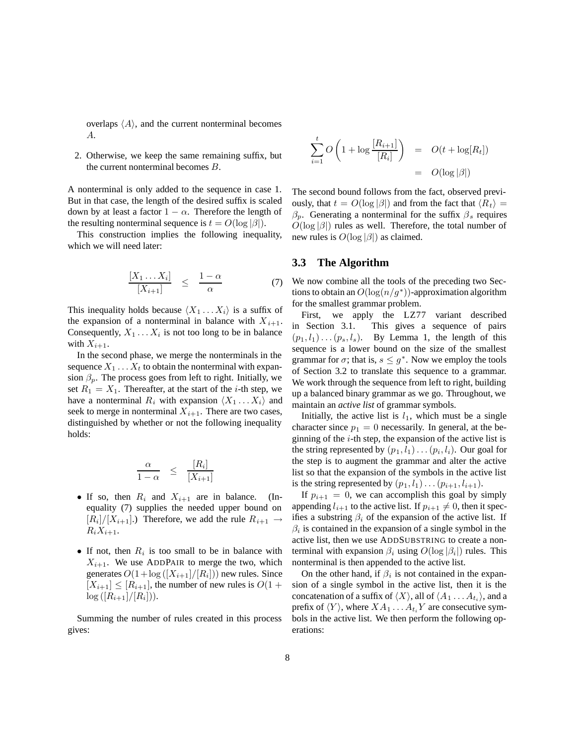overlaps $\langle A \rangle$, and the current nonterminal becomes $A$.

2. Otherwise, we keep the same remaining suffix, but the current nonterminal becomes $B$.

A nonterminal is only added to the sequence in case 1. But in that case, the length of the desired suffix is scaled down by at least a factor $1 - \alpha$. Therefore the length of the resulting nonterminal sequence is $t = O(\log |\beta|)$.

This construction implies the following inequality, which we will need later:

$$\frac{[X_1 \dots X_i]}{[X_{i+1}]} \quad \leq \quad \frac{1-\alpha}{\alpha} \tag{7}$$

This inequality holds because $\langle X_1 \dots X_i \rangle$ is a suffix of the expansion of a nonterminal in balance with $X_{i+1}$. Consequently, $X_1 \dots X_i$ is not too long to be in balance with $X_{i+1}$.

In the second phase, we merge the nonterminals in the sequence $X_1 \dots X_t$ to obtain the nonterminal with expansion $\beta_p$. The process goes from left to right. Initially, we set $R_1 = X_1$. Thereafter, at the start of the $i$-th step, we have a nonterminal $R_i$ with expansion $\langle X_1 \dots X_i \rangle$ and seek to merge in nonterminal $X_{i+1}$. There are two cases, distinguished by whether or not the following inequality holds:

$$\frac{\alpha}{1-\alpha} \quad \leq \quad \frac{[R_i]}{[X_{i+1}]}$$

- If so, then $R_i$ and $X_{i+1}$ are in balance. (Inequality (7) supplies the needed upper bound on $[R_i]/[X_{i+1}]$.) Therefore, we add the rule $R_{i+1} \rightarrow R_i X_{i+1}$.
- If not, then $R_i$ is too small to be in balance with $X_{i+1}$. We use ADDPAIR to merge the two, which generates $O(1 + \log([X_{i+1}]/[R_i]))$ new rules. Since $[X_{i+1}] \leq [R_{i+1}]$, the number of new rules is $O(1 + \log([R_{i+1}]/[R_i]))$.

Summing the number of rules created in this process gives:

$$\begin{aligned}
\sum_{i=1}^{t} O\left(1 + \log \frac{[R_{i+1}]}{[R_i]}\right) &= O(t + \log[R_t]) \\
&= O(\log |\beta|)
\end{aligned}$$

The second bound follows from the fact, observed previously, that $t = O(\log |\beta|)$ and from the fact that $\langle R_t \rangle = \beta_p$. Generating a nonterminal for the suffix $\beta_s$ requires $O(\log |\beta|)$ rules as well. Therefore, the total number of new rules is $O(\log |\beta|)$ as claimed.

## 3.3 The Algorithm

We now combine all the tools of the preceding two Sections to obtain an $O(\log(n/g^*))$-approximation algorithm for the smallest grammar problem.

First, we apply the LZ77 variant described in Section 3.1. This gives a sequence of pairs $(p_1, l_1) \dots (p_s, l_s)$. By Lemma 1, the length of this sequence is a lower bound on the size of the smallest grammar for $\sigma$; that is, $s \leq g^*$. Now we employ the tools of Section 3.2 to translate this sequence to a grammar. We work through the sequence from left to right, building up a balanced binary grammar as we go. Throughout, we maintain an *active list* of grammar symbols.

Initially, the active list is $l_1$, which must be a single character since $p_1 = 0$ necessarily. In general, at the beginning of the $i$-th step, the expansion of the active list is the string represented by $(p_1, l_1) \dots (p_i, l_i)$. Our goal for the step is to augment the grammar and alter the active list so that the expansion of the symbols in the active list is the string represented by $(p_1, l_1) \dots (p_{i+1}, l_{i+1})$.

If $p_{i+1} = 0$, we can accomplish this goal by simply appending $l_{i+1}$ to the active list. If $p_{i+1} \neq 0$, then it specifies a substring $\beta_i$ of the expansion of the active list. If $\beta_i$ is contained in the expansion of a single symbol in the active list, then we use ADDSUBSTRING to create a nonterminal with expansion $\beta_i$ using $O(\log |\beta_i|)$ rules. This nonterminal is then appended to the active list.

On the other hand, if $\beta_i$ is not contained in the expansion of a single symbol in the active list, then it is the concatenation of a suffix of $\langle X \rangle$, all of $\langle A_1 \dots A_{t_i} \rangle$, and a prefix of $\langle Y \rangle$, where $X A_1 \dots A_{t_i} Y$ are consecutive symbols in the active list. We then perform the following operations: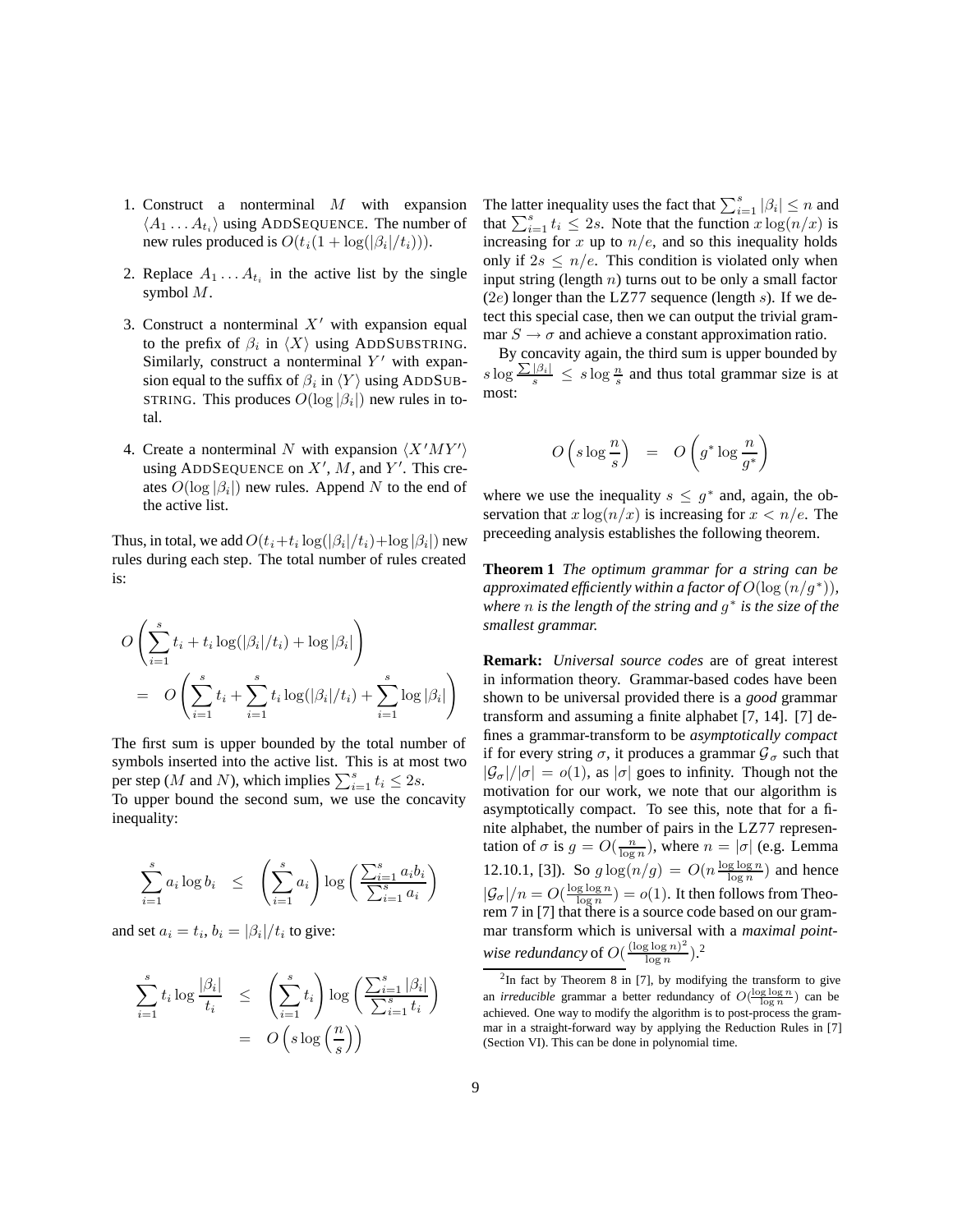1. Construct a nonterminal $M$ with expansion $\langle A_1 \ldots A_{t_i} \rangle$ using AddSequence. The number of new rules produced is $O(t_i(1 + \log(|\beta_i|/t_i)))$.

2. Replace $A_1 \ldots A_{t_i}$ in the active list by the single symbol $M$.

3. Construct a nonterminal $X'$ with expansion equal to the prefix of $\beta_i$ in $\langle X \rangle$ using AddSubstring. Similarly, construct a nonterminal $Y'$ with expansion equal to the suffix of $\beta_i$ in $\langle Y \rangle$ using AddSubstring. This produces $O(\log |\beta_i|)$ new rules in total.

4. Create a nonterminal $N$ with expansion $\langle X'MY' \rangle$ using AddSequence on $X'$, $M$, and $Y'$. This creates $O(\log |\beta_i|)$ new rules. Append $N$ to the end of the active list.

Thus, in total, we add $O(t_i + t_i \log(|\beta_i|/t_i) + \log |\beta_i|)$ new rules during each step. The total number of rules created is:

$$
\begin{aligned}
&O\left( \sum_{i=1}^{s} t_i + t_i \log(|\beta_i|/t_i) + \log |\beta_i| \right) \\
&= O\left( \sum_{i=1}^{s} t_i + \sum_{i=1}^{s} t_i \log(|\beta_i|/t_i) + \sum_{i=1}^{s} \log |\beta_i| \right)
\end{aligned}
$$

The first sum is upper bounded by the total number of symbols inserted into the active list. This is at most two per step ($M$ and $N$), which implies $\sum_{i=1}^{s} t_i \leq 2s$.

To upper bound the second sum, we use the concavity inequality:

$$
\sum_{i=1}^{s} a_i \log b_i \quad \leq \quad \left( \sum_{i=1}^{s} a_i \right) \log \left( \frac{\sum_{i=1}^{s} a_i b_i}{\sum_{i=1}^{s} a_i} \right)
$$

and set $a_i = t_i$, $b_i = |\beta_i|/t_i$ to give:

$$
\begin{aligned}
\sum_{i=1}^{s} t_i \log \frac{|\beta_i|}{t_i} \quad &\leq \quad \left( \sum_{i=1}^{s} t_i \right) \log \left( \frac{\sum_{i=1}^{s} |\beta_i|}{\sum_{i=1}^{s} t_i} \right) \\
&= \quad O\left( s \log \left( \frac{n}{s} \right) \right)
\end{aligned}
$$

The latter inequality uses the fact that $\sum_{i=1}^{s} |\beta_i| \leq n$ and that $\sum_{i=1}^{s} t_i \leq 2s$. Note that the function $x \log(n/x)$ is increasing for $x$ up to $n/e$, and so this inequality holds only if $2s \leq n/e$. This condition is violated only when input string (length $n$) turns out to be only a small factor ($2e$) longer than the LZ77 sequence (length $s$). If we detect this special case, then we can output the trivial grammar $S \rightarrow \sigma$ and achieve a constant approximation ratio.

By concavity again, the third sum is upper bounded by $s \log \frac{\sum |\beta_i|}{s} \leq s \log \frac{n}{s}$ and thus total grammar size is at most:

$$
O\left( s \log \frac{n}{s} \right) \quad = \quad O\left( g^* \log \frac{n}{g^*} \right)
$$

where we use the inequality $s \leq g^*$ and, again, the observation that $x \log(n/x)$ is increasing for $x < n/e$. The preceeding analysis establishes the following theorem.

**Theorem 1** *The optimum grammar for a string can be approximated efficiently within a factor of $O(\log(n/g^*))$, where $n$ is the length of the string and $g^*$ is the size of the smallest grammar.*

**Remark:** *Universal source codes* are of great interest in information theory. Grammar-based codes have been shown to be universal provided there is a *good* grammar transform and assuming a finite alphabet [7, 14]. [7] defines a grammar-transform to be *asymptotically compact* if for every string $\sigma$, it produces a grammar $\mathcal{G}_\sigma$ such that $|\mathcal{G}_\sigma|/|\sigma| = o(1)$, as $|\sigma|$ goes to infinity. Though not the motivation for our work, we note that our algorithm is asymptotically compact. To see this, note that for a finite alphabet, the number of pairs in the LZ77 representation of $\sigma$ is $g = O(\frac{n}{\log n})$, where $n = |\sigma|$ (e.g. Lemma 12.10.1, [3]). So $g \log(n/g) = O(n \frac{\log \log n}{\log n})$ and hence $|\mathcal{G}_\sigma|/n = O(\frac{\log \log n}{\log n}) = o(1)$. It then follows from Theorem 7 in [7] that there is a source code based on our grammar transform which is universal with a *maximal pointwise redundancy* of $O(\frac{(\log \log n)^2}{\log n})$.[2]

[2] In fact by Theorem 8 in [7], by modifying the transform to give an *irreducible* grammar a better redundancy of $O(\frac{\log \log n}{\log n})$ can be achieved. One way to modify the algorithm is to post-process the grammar in a straight-forward way by applying the Reduction Rules in [7] (Section VI). This can be done in polynomial time.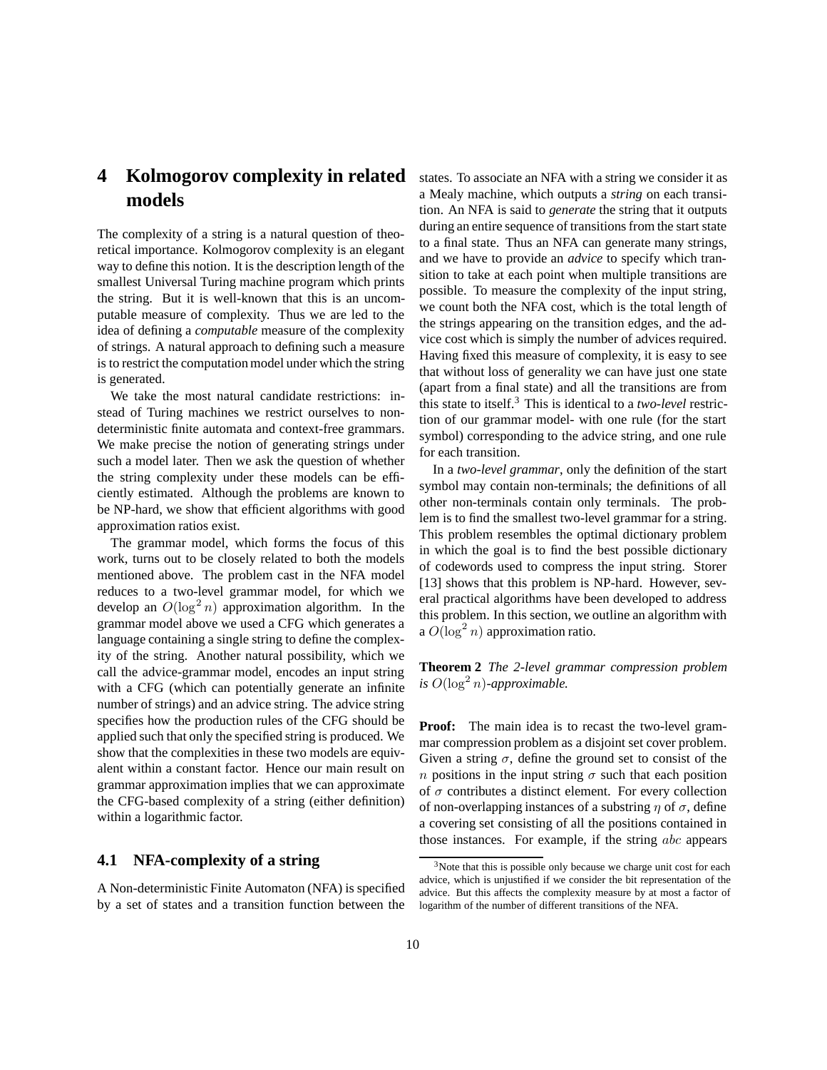# 4 Kolmogorov complexity in related models

The complexity of a string is a natural question of theoretical importance. Kolmogorov complexity is an elegant way to define this notion. It is the description length of the smallest Universal Turing machine program which prints the string. But it is well-known that this is an uncomputable measure of complexity. Thus we are led to the idea of defining a *computable* measure of the complexity of strings. A natural approach to defining such a measure is to restrict the computation model under which the string is generated.

We take the most natural candidate restrictions: instead of Turing machines we restrict ourselves to nondeterministic finite automata and context-free grammars. We make precise the notion of generating strings under such a model later. Then we ask the question of whether the string complexity under these models can be efficiently estimated. Although the problems are known to be NP-hard, we show that efficient algorithms with good approximation ratios exist.

The grammar model, which forms the focus of this work, turns out to be closely related to both the models mentioned above. The problem cast in the NFA model reduces to a two-level grammar model, for which we develop an $O(\log^2 n)$ approximation algorithm. In the grammar model above we used a CFG which generates a language containing a single string to define the complexity of the string. Another natural possibility, which we call the advice-grammar model, encodes an input string with a CFG (which can potentially generate an infinite number of strings) and an advice string. The advice string specifies how the production rules of the CFG should be applied such that only the specified string is produced. We show that the complexities in these two models are equivalent within a constant factor. Hence our main result on grammar approximation implies that we can approximate the CFG-based complexity of a string (either definition) within a logarithmic factor.

## 4.1 NFA-complexity of a string

A Non-deterministic Finite Automaton (NFA) is specified by a set of states and a transition function between the states. To associate an NFA with a string we consider it as a Mealy machine, which outputs a *string* on each transition. An NFA is said to *generate* the string that it outputs during an entire sequence of transitions from the start state to a final state. Thus an NFA can generate many strings, and we have to provide an *advice* to specify which transition to take at each point when multiple transitions are possible. To measure the complexity of the input string, we count both the NFA cost, which is the total length of the strings appearing on the transition edges, and the advice cost which is simply the number of advices required. Having fixed this measure of complexity, it is easy to see that without loss of generality we can have just one state (apart from a final state) and all the transitions are from this state to itself.[3] This is identical to a *two-level* restriction of our grammar model- with one rule (for the start symbol) corresponding to the advice string, and one rule for each transition.

In a *two-level grammar*, only the definition of the start symbol may contain non-terminals; the definitions of all other non-terminals contain only terminals. The problem is to find the smallest two-level grammar for a string. This problem resembles the optimal dictionary problem in which the goal is to find the best possible dictionary of codewords used to compress the input string. Storer [13] shows that this problem is NP-hard. However, several practical algorithms have been developed to address this problem. In this section, we outline an algorithm with a $O(\log^2 n)$ approximation ratio.

**Theorem 2** *The 2-level grammar compression problem is $O(\log^2 n)$-approximable.*

**Proof:** The main idea is to recast the two-level grammar compression problem as a disjoint set cover problem. Given a string $\sigma$, define the ground set to consist of the $n$ positions in the input string $\sigma$ such that each position of $\sigma$ contributes a distinct element. For every collection of non-overlapping instances of a substring $\eta$ of $\sigma$, define a covering set consisting of all the positions contained in those instances. For example, if the string $abc$ appears

[3] Note that this is possible only because we charge unit cost for each advice, which is unjustified if we consider the bit representation of the advice. But this affects the complexity measure by at most a factor of logarithm of the number of different transitions of the NFA.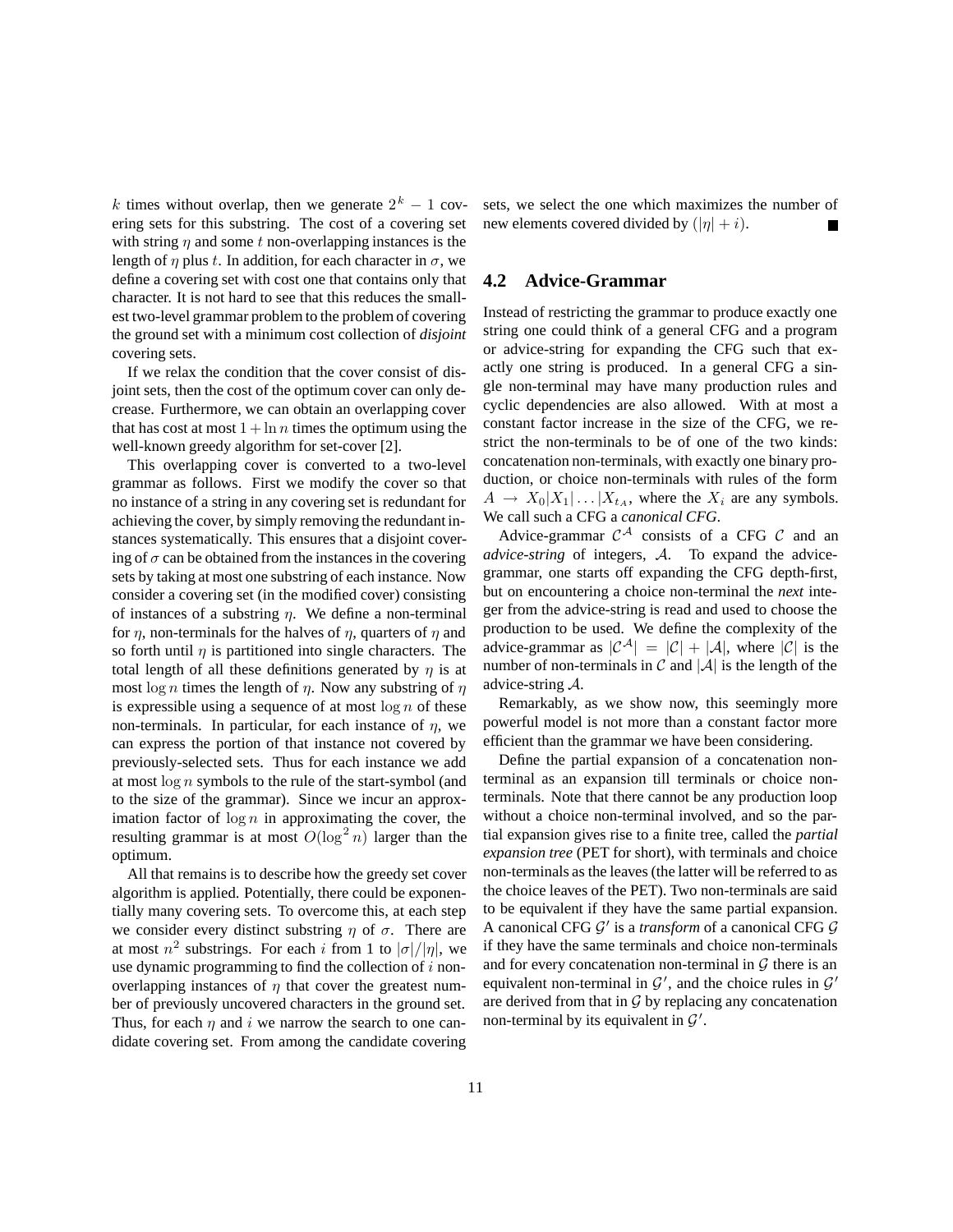$k$ times without overlap, then we generate $2^k - 1$ covering sets for this substring. The cost of a covering set with string $\eta$ and some $t$ non-overlapping instances is the length of $\eta$ plus $t$. In addition, for each character in $\sigma$, we define a covering set with cost one that contains only that character. It is not hard to see that this reduces the smallest two-level grammar problem to the problem of covering the ground set with a minimum cost collection of *disjoint* covering sets.

If we relax the condition that the cover consist of disjoint sets, then the cost of the optimum cover can only decrease. Furthermore, we can obtain an overlapping cover that has cost at most $1 + \ln n$ times the optimum using the well-known greedy algorithm for set-cover [2].

This overlapping cover is converted to a two-level grammar as follows. First we modify the cover so that no instance of a string in any covering set is redundant for achieving the cover, by simply removing the redundant instances systematically. This ensures that a disjoint covering of $\sigma$ can be obtained from the instances in the covering sets by taking at most one substring of each instance. Now consider a covering set (in the modified cover) consisting of instances of a substring $\eta$. We define a non-terminal for $\eta$, non-terminals for the halves of $\eta$, quarters of $\eta$ and so forth until $\eta$ is partitioned into single characters. The total length of all these definitions generated by $\eta$ is at most $\log n$ times the length of $\eta$. Now any substring of $\eta$ is expressible using a sequence of at most $\log n$ of these non-terminals. In particular, for each instance of $\eta$, we can express the portion of that instance not covered by previously-selected sets. Thus for each instance we add at most $\log n$ symbols to the rule of the start-symbol (and to the size of the grammar). Since we incur an approximation factor of $\log n$ in approximating the cover, the resulting grammar is at most $O(\log^2 n)$ larger than the optimum.

All that remains is to describe how the greedy set cover algorithm is applied. Potentially, there could be exponentially many covering sets. To overcome this, at each step we consider every distinct substring $\eta$ of $\sigma$. There are at most $n^2$ substrings. For each $i$ from 1 to $|\sigma|/|\eta|$, we use dynamic programming to find the collection of $i$ non-overlapping instances of $\eta$ that cover the greatest number of previously uncovered characters in the ground set. Thus, for each $\eta$ and $i$ we narrow the search to one candidate covering set. From among the candidate covering sets, we select the one which maximizes the number of new elements covered divided by $(|\eta| + i)$. ■

## 4.2 Advice-Grammar

Instead of restricting the grammar to produce exactly one string one could think of a general CFG and a program or advice-string for expanding the CFG such that exactly one string is produced. In a general CFG a single non-terminal may have many production rules and cyclic dependencies are also allowed. With at most a constant factor increase in the size of the CFG, we restrict the non-terminals to be of one of the two kinds: concatenation non-terminals, with exactly one binary production, or choice non-terminals with rules of the form $A \rightarrow X_0|X_1|\ldots|X_{t_A}$, where the $X_i$ are any symbols. We call such a CFG a *canonical CFG*.

Advice-grammar $\mathcal{C}^{\mathcal{A}}$ consists of a CFG $\mathcal{C}$ and an *advice-string* of integers, $\mathcal{A}$. To expand the advice-grammar, one starts off expanding the CFG depth-first, but on encountering a choice non-terminal the *next* integer from the advice-string is read and used to choose the production to be used. We define the complexity of the advice-grammar as $|\mathcal{C}^{\mathcal{A}}| = |\mathcal{C}| + |\mathcal{A}|$, where $|\mathcal{C}|$ is the number of non-terminals in $\mathcal{C}$ and $|\mathcal{A}|$ is the length of the advice-string $\mathcal{A}$.

Remarkably, as we show now, this seemingly more powerful model is not more than a constant factor more efficient than the grammar we have been considering.

Define the partial expansion of a concatenation non-terminal as an expansion till terminals or choice non-terminals. Note that there cannot be any production loop without a choice non-terminal involved, and so the partial expansion gives rise to a finite tree, called the *partial expansion tree* (PET for short), with terminals and choice non-terminals as the leaves (the latter will be referred to as the choice leaves of the PET). Two non-terminals are said to be equivalent if they have the same partial expansion. A canonical CFG $\mathcal{G}'$ is a *transform* of a canonical CFG $\mathcal{G}$ if they have the same terminals and choice non-terminals and for every concatenation non-terminal in $\mathcal{G}$ there is an equivalent non-terminal in $\mathcal{G}'$, and the choice rules in $\mathcal{G}'$ are derived from that in $\mathcal{G}$ by replacing any concatenation non-terminal by its equivalent in $\mathcal{G}'$.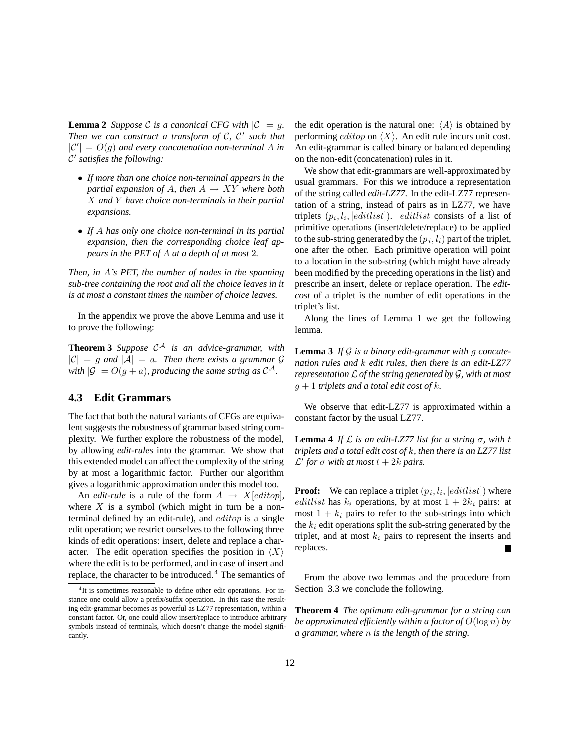**Lemma 2** *Suppose $\mathcal{C}$ is a canonical CFG with $|\mathcal{C}| = g$. Then we can construct a transform of $\mathcal{C}$, $\mathcal{C}'$ such that $|\mathcal{C}'| = O(g)$ and every concatenation non-terminal $A$ in $\mathcal{C}'$ satisfies the following:*

- *If more than one choice non-terminal appears in the partial expansion of $A$, then $A \to XY$ where both $X$ and $Y$ have choice non-terminals in their partial expansions.*
- *If $A$ has only one choice non-terminal in its partial expansion, then the corresponding choice leaf appears in the PET of $A$ at a depth of at most 2.*

*Then, in $A$'s PET, the number of nodes in the spanning sub-tree containing the root and all the choice leaves in it is at most a constant times the number of choice leaves.*

In the appendix we prove the above Lemma and use it to prove the following:

**Theorem 3** *Suppose $\mathcal{C}^{\mathcal{A}}$ is an advice-grammar, with $|\mathcal{C}| = g$ and $|\mathcal{A}| = a$. Then there exists a grammar $\mathcal{G}$ with $|\mathcal{G}| = O(g + a)$, producing the same string as $\mathcal{C}^{\mathcal{A}}$.*

### 4.3 Edit Grammars

The fact that both the natural variants of CFGs are equivalent suggests the robustness of grammar based string complexity. We further explore the robustness of the model, by allowing *edit-rules* into the grammar. We show that this extended model can affect the complexity of the string by at most a logarithmic factor. Further our algorithm gives a logarithmic approximation under this model too.

An *edit-rule* is a rule of the form $A \to X[editop]$, where $X$ is a symbol (which might in turn be a non-terminal defined by an edit-rule), and $editop$ is a single edit operation; we restrict ourselves to the following three kinds of edit operations: insert, delete and replace a character. The edit operation specifies the position in $\langle X \rangle$ where the edit is to be performed, and in case of insert and replace, the character to be introduced.[4] The semantics of the edit operation is the natural one: $\langle A \rangle$ is obtained by performing $editop$ on $\langle X \rangle$. An edit rule incurs unit cost. An edit-grammar is called binary or balanced depending on the non-edit (concatenation) rules in it.

[4] It is sometimes reasonable to define other edit operations. For instance one could allow a prefix/suffix operation. In this case the resulting edit-grammar becomes as powerful as LZ77 representation, within a constant factor. Or, one could allow insert/replace to introduce arbitrary symbols instead of terminals, which doesn't change the model significantly.

We show that edit-grammars are well-approximated by usual grammars. For this we introduce a representation of the string called *edit-LZ77*. In the edit-LZ77 representation of a string, instead of pairs as in LZ77, we have triplets $(p_i, l_i, [editlist])$. $editlist$ consists of a list of primitive operations (insert/delete/replace) to be applied to the sub-string generated by the $(p_i, l_i)$ part of the triplet, one after the other. Each primitive operation will point to a location in the sub-string (which might have already been modified by the preceding operations in the list) and prescribe an insert, delete or replace operation. The *edit-cost* of a triplet is the number of edit operations in the triplet's list.

Along the lines of Lemma 1 we get the following lemma.

**Lemma 3** *If $\mathcal{G}$ is a binary edit-grammar with $g$ concatenation rules and $k$ edit rules, then there is an edit-LZ77 representation $\mathcal{L}$ of the string generated by $\mathcal{G}$, with at most $g + 1$ triplets and a total edit cost of $k$.*

We observe that edit-LZ77 is approximated within a constant factor by the usual LZ77.

**Lemma 4** *If $\mathcal{L}$ is an edit-LZ77 list for a string $\sigma$, with $t$ triplets and a total edit cost of $k$, then there is an LZ77 list $\mathcal{L}'$ for $\sigma$ with at most $t + 2k$ pairs.*

**Proof:** We can replace a triplet $(p_i, l_i, [editlist])$ where $editlist$ has $k_i$ operations, by at most $1 + 2k_i$ pairs: at most $1 + k_i$ pairs to refer to the sub-strings into which the $k_i$ edit operations split the sub-string generated by the triplet, and at most $k_i$ pairs to represent the inserts and replaces. ∎

From the above two lemmas and the procedure from Section 3.3 we conclude the following.

**Theorem 4** *The optimum edit-grammar for a string can be approximated efficiently within a factor of $O(\log n)$ by a grammar, where $n$ is the length of the string.*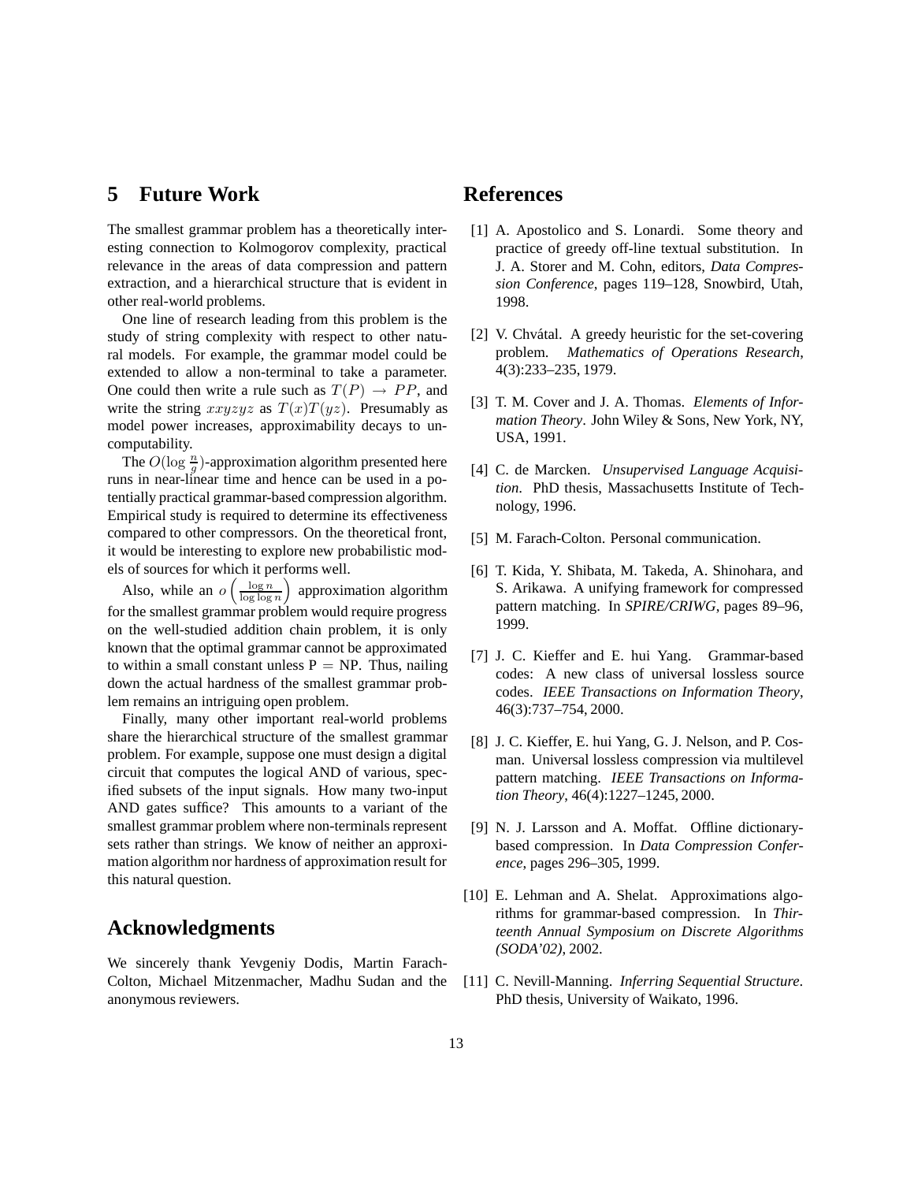## 5 Future Work

The smallest grammar problem has a theoretically interesting connection to Kolmogorov complexity, practical relevance in the areas of data compression and pattern extraction, and a hierarchical structure that is evident in other real-world problems.

One line of research leading from this problem is the study of string complexity with respect to other natural models. For example, the grammar model could be extended to allow a non-terminal to take a parameter. One could then write a rule such as $T(P) \rightarrow PP$, and write the string $xxyzyz$ as $T(x)T(yz)$. Presumably as model power increases, approximability decays to uncomputability.

The $O(\log \frac{n}{g})$-approximation algorithm presented here runs in near-linear time and hence can be used in a potentially practical grammar-based compression algorithm. Empirical study is required to determine its effectiveness compared to other compressors. On the theoretical front, it would be interesting to explore new probabilistic models of sources for which it performs well.

Also, while an $o\left(\frac{\log n}{\log \log n}\right)$ approximation algorithm for the smallest grammar problem would require progress on the well-studied addition chain problem, it is only known that the optimal grammar cannot be approximated to within a small constant unless P = NP. Thus, nailing down the actual hardness of the smallest grammar problem remains an intriguing open problem.

Finally, many other important real-world problems share the hierarchical structure of the smallest grammar problem. For example, suppose one must design a digital circuit that computes the logical AND of various, specified subsets of the input signals. How many two-input AND gates suffice? This amounts to a variant of the smallest grammar problem where non-terminals represent sets rather than strings. We know of neither an approximation algorithm nor hardness of approximation result for this natural question.

## Acknowledgments

We sincerely thank Yevgeniy Dodis, Martin Farach-Colton, Michael Mitzenmacher, Madhu Sudan and the anonymous reviewers.

## References

[1] A. Apostolico and S. Lonardi. Some theory and practice of greedy off-line textual substitution. In J. A. Storer and M. Cohn, editors, *Data Compression Conference*, pages 119–128, Snowbird, Utah, 1998.

[2] V. Chvátal. A greedy heuristic for the set-covering problem. *Mathematics of Operations Research*, 4(3):233–235, 1979.

[3] T. M. Cover and J. A. Thomas. *Elements of Information Theory*. John Wiley & Sons, New York, NY, USA, 1991.

[4] C. de Marcken. *Unsupervised Language Acquisition*. PhD thesis, Massachusetts Institute of Technology, 1996.

[5] M. Farach-Colton. Personal communication.

[6] T. Kida, Y. Shibata, M. Takeda, A. Shinohara, and S. Arikawa. A unifying framework for compressed pattern matching. In *SPIRE/CRIWG*, pages 89–96, 1999.

[7] J. C. Kieffer and E. hui Yang. Grammar-based codes: A new class of universal lossless source codes. *IEEE Transactions on Information Theory*, 46(3):737–754, 2000.

[8] J. C. Kieffer, E. hui Yang, G. J. Nelson, and P. Cosman. Universal lossless compression via multilevel pattern matching. *IEEE Transactions on Information Theory*, 46(4):1227–1245, 2000.

[9] N. J. Larsson and A. Moffat. Offline dictionary-based compression. In *Data Compression Conference*, pages 296–305, 1999.

[10] E. Lehman and A. Shelat. Approximations algorithms for grammar-based compression. In *Thirteenth Annual Symposium on Discrete Algorithms (SODA'02)*, 2002.

[11] C. Nevill-Manning. *Inferring Sequential Structure*. PhD thesis, University of Waikato, 1996.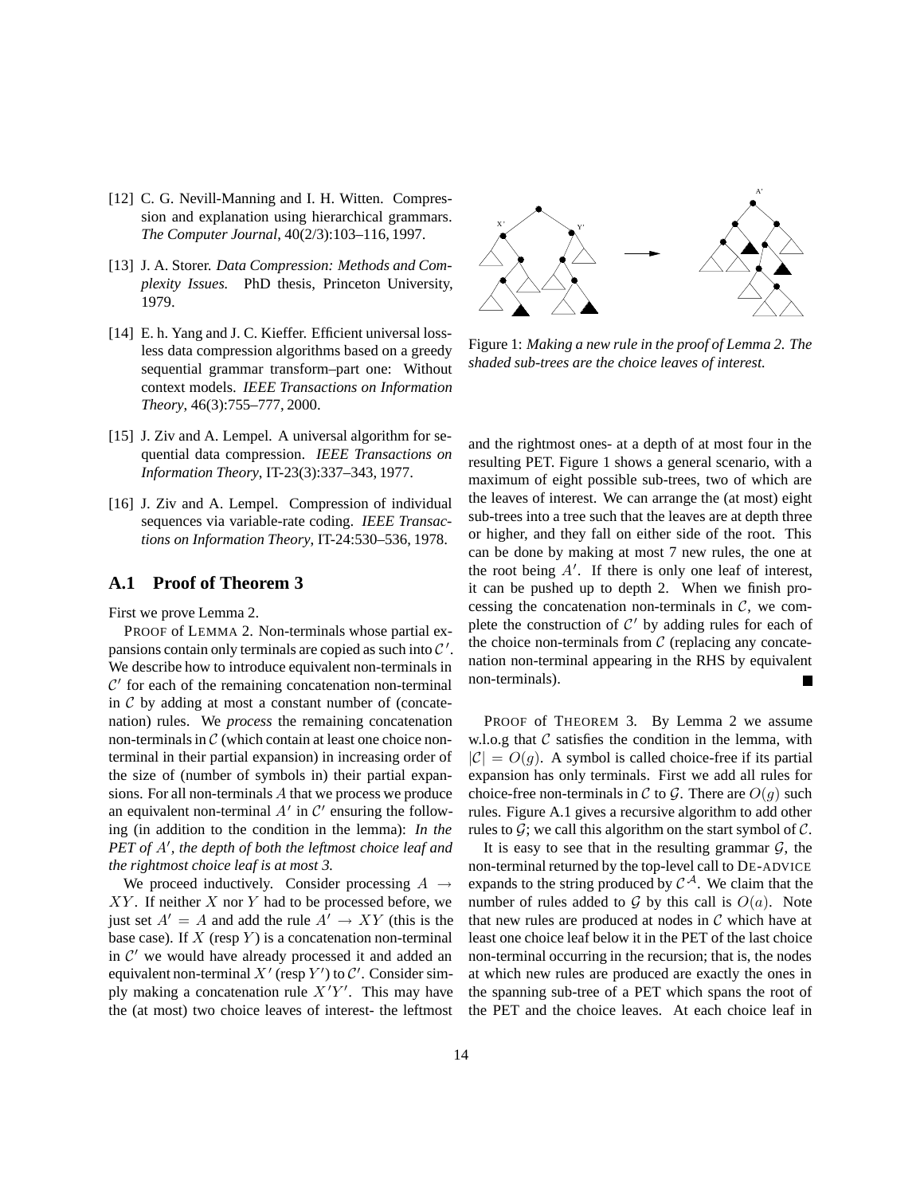[12] C. G. Nevill-Manning and I. H. Witten. Compression and explanation using hierarchical grammars. *The Computer Journal*, 40(2/3):103–116, 1997.

[13] J. A. Storer. *Data Compression: Methods and Complexity Issues.* PhD thesis, Princeton University, 1979.

[14] E. h. Yang and J. C. Kieffer. Efficient universal lossless data compression algorithms based on a greedy sequential grammar transform–part one: Without context models. *IEEE Transactions on Information Theory*, 46(3):755–777, 2000.

[15] J. Ziv and A. Lempel. A universal algorithm for sequential data compression. *IEEE Transactions on Information Theory*, IT-23(3):337–343, 1977.

[16] J. Ziv and A. Lempel. Compression of individual sequences via variable-rate coding. *IEEE Transactions on Information Theory*, IT-24:530–536, 1978.

## A.1 Proof of Theorem 3

First we prove Lemma 2.

PROOF of LEMMA 2. Non-terminals whose partial expansions contain only terminals are copied as such into $\mathcal{C}'$. We describe how to introduce equivalent non-terminals in $\mathcal{C}'$ for each of the remaining concatenation non-terminal in $\mathcal{C}$ by adding at most a constant number of (concatenation) rules. We *process* the remaining concatenation non-terminals in $\mathcal{C}$ (which contain at least one choice non-terminal in their partial expansion) in increasing order of the size of (number of symbols in) their partial expansions. For all non-terminals $A$ that we process we produce an equivalent non-terminal $A'$ in $\mathcal{C}'$ ensuring the following (in addition to the condition in the lemma): *In the PET of $A'$, the depth of both the leftmost choice leaf and the rightmost choice leaf is at most 3.*

We proceed inductively. Consider processing $A \rightarrow XY$. If neither $X$ nor $Y$ had to be processed before, we just set $A' = A$ and add the rule $A' \rightarrow XY$ (this is the base case). If $X$ (resp $Y$) is a concatenation non-terminal in $\mathcal{C}'$ we would have already processed it and added an equivalent non-terminal $X'$ (resp $Y'$) to $\mathcal{C}'$. Consider simply making a concatenation rule $X'Y'$. This may have the (at most) two choice leaves of interest- the leftmost and the rightmost ones- at a depth of at most four in the resulting PET. Figure 1 shows a general scenario, with a maximum of eight possible sub-trees, two of which are the leaves of interest. We can arrange the (at most) eight sub-trees into a tree such that the leaves are at depth three or higher, and they fall on either side of the root. This can be done by making at most 7 new rules, the one at the root being $A'$. If there is only one leaf of interest, it can be pushed up to depth 2. When we finish processing the concatenation non-terminals in $\mathcal{C}$, we complete the construction of $\mathcal{C}'$ by adding rules for each of the choice non-terminals from $\mathcal{C}$ (replacing any concatenation non-terminal appearing in the RHS by equivalent non-terminals). ■

Figure 1: *Making a new rule in the proof of Lemma 2. The shaded sub-trees are the choice leaves of interest.*

PROOF of THEOREM 3. By Lemma 2 we assume w.l.o.g that $\mathcal{C}$ satisfies the condition in the lemma, with $|\mathcal{C}| = O(g)$. A symbol is called choice-free if its partial expansion has only terminals. First we add all rules for choice-free non-terminals in $\mathcal{C}$ to $\mathcal{G}$. There are $O(g)$ such rules. Figure A.1 gives a recursive algorithm to add other rules to $\mathcal{G}$; we call this algorithm on the start symbol of $\mathcal{C}$.

It is easy to see that in the resulting grammar $\mathcal{G}$, the non-terminal returned by the top-level call to DE-ADVICE expands to the string produced by $\mathcal{C}^{\mathcal{A}}$. We claim that the number of rules added to $\mathcal{G}$ by this call is $O(a)$. Note that new rules are produced at nodes in $\mathcal{C}$ which have at least one choice leaf below it in the PET of the last choice non-terminal occurring in the recursion; that is, the nodes at which new rules are produced are exactly the ones in the spanning sub-tree of a PET which spans the root of the PET and the choice leaves. At each choice leaf in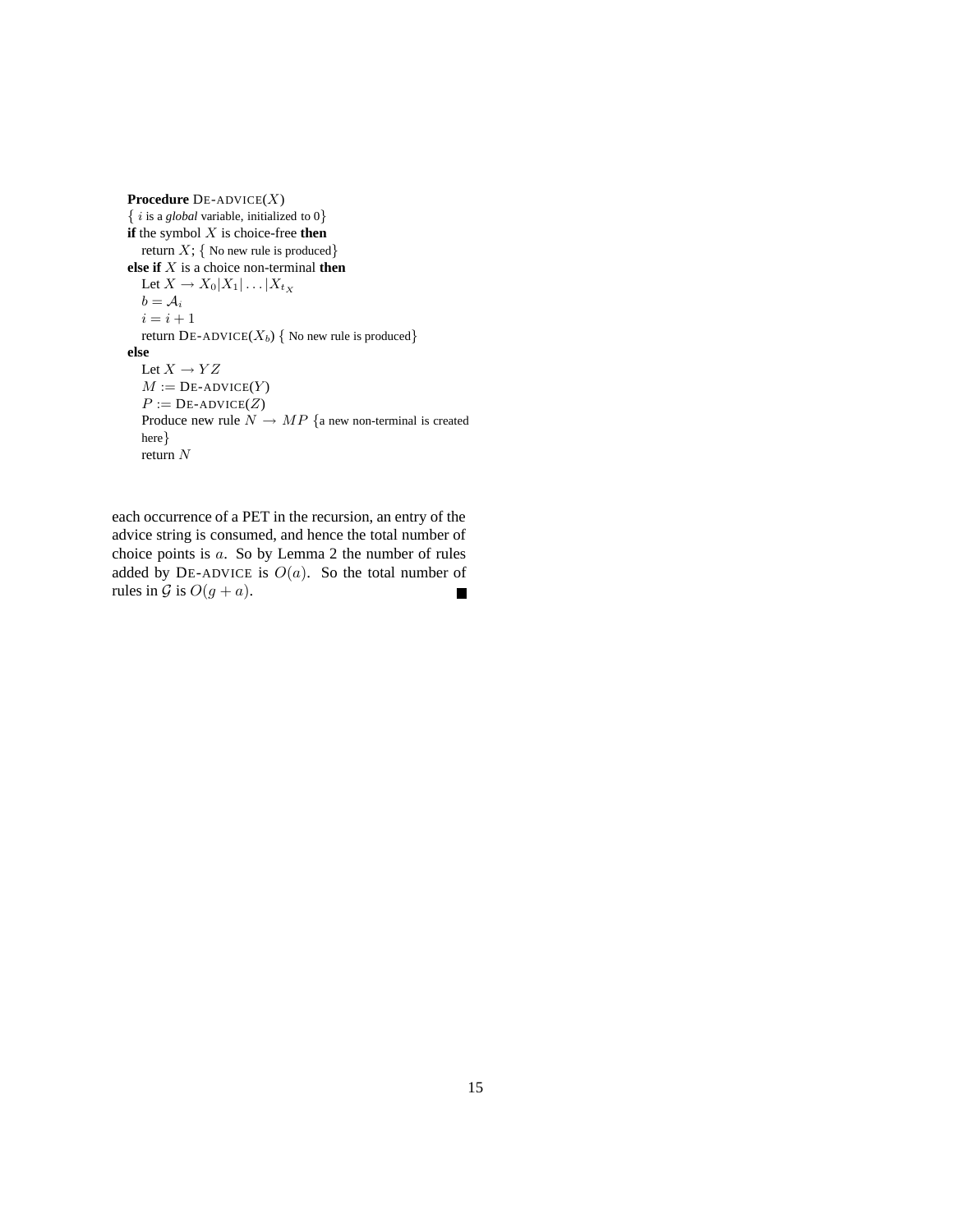**Procedure** DE-ADVICE($X$)
{ $i$ is a *global* variable, initialized to 0}
**if** the symbol $X$ is choice-free **then**
  return $X$; { No new rule is produced}
**else if** $X$ is a choice non-terminal **then**
  Let $X \rightarrow X_0|X_1|\ldots|X_{t_X}$
  $b = \mathcal{A}_i$
  $i = i + 1$
  return DE-ADVICE($X_b$) { No new rule is produced}
**else**
  Let $X \rightarrow YZ$
  $M :=$ DE-ADVICE($Y$)
  $P :=$ DE-ADVICE($Z$)
  Produce new rule $N \rightarrow MP$ {a new non-terminal is created here}
  return $N$

each occurrence of a PET in the recursion, an entry of the advice string is consumed, and hence the total number of choice points is $a$. So by Lemma 2 the number of rules added by DE-ADVICE is $O(a)$. So the total number of rules in $\mathcal{G}$ is $O(g + a)$. ∎